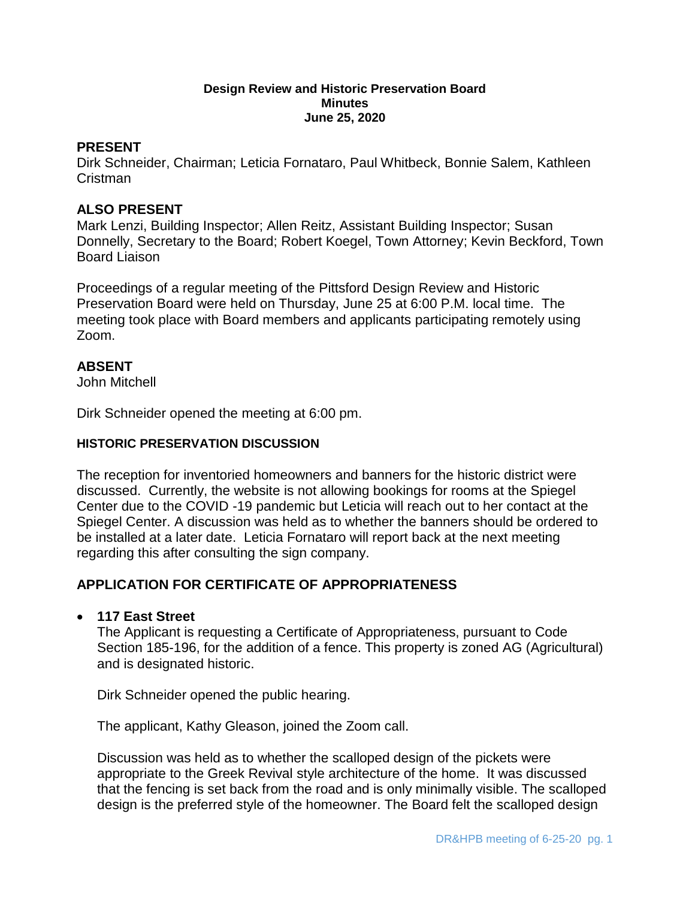**Design Review and Historic Preservation Board**
**Minutes**
**June 25, 2020**

## PRESENT

Dirk Schneider, Chairman; Leticia Fornataro, Paul Whitbeck, Bonnie Salem, Kathleen Cristman

## ALSO PRESENT

Mark Lenzi, Building Inspector; Allen Reitz, Assistant Building Inspector; Susan Donnelly, Secretary to the Board; Robert Koegel, Town Attorney; Kevin Beckford, Town Board Liaison

Proceedings of a regular meeting of the Pittsford Design Review and Historic Preservation Board were held on Thursday, June 25 at 6:00 P.M. local time. The meeting took place with Board members and applicants participating remotely using Zoom.

## ABSENT

John Mitchell

Dirk Schneider opened the meeting at 6:00 pm.

### HISTORIC PRESERVATION DISCUSSION

The reception for inventoried homeowners and banners for the historic district were discussed. Currently, the website is not allowing bookings for rooms at the Spiegel Center due to the COVID -19 pandemic but Leticia will reach out to her contact at the Spiegel Center. A discussion was held as to whether the banners should be ordered to be installed at a later date. Leticia Fornataro will report back at the next meeting regarding this after consulting the sign company.

## APPLICATION FOR CERTIFICATE OF APPROPRIATENESS

- **117 East Street**

  The Applicant is requesting a Certificate of Appropriateness, pursuant to Code Section 185-196, for the addition of a fence. This property is zoned AG (Agricultural) and is designated historic.

  Dirk Schneider opened the public hearing.

  The applicant, Kathy Gleason, joined the Zoom call.

  Discussion was held as to whether the scalloped design of the pickets were appropriate to the Greek Revival style architecture of the home. It was discussed that the fencing is set back from the road and is only minimally visible. The scalloped design is the preferred style of the homeowner. The Board felt the scalloped design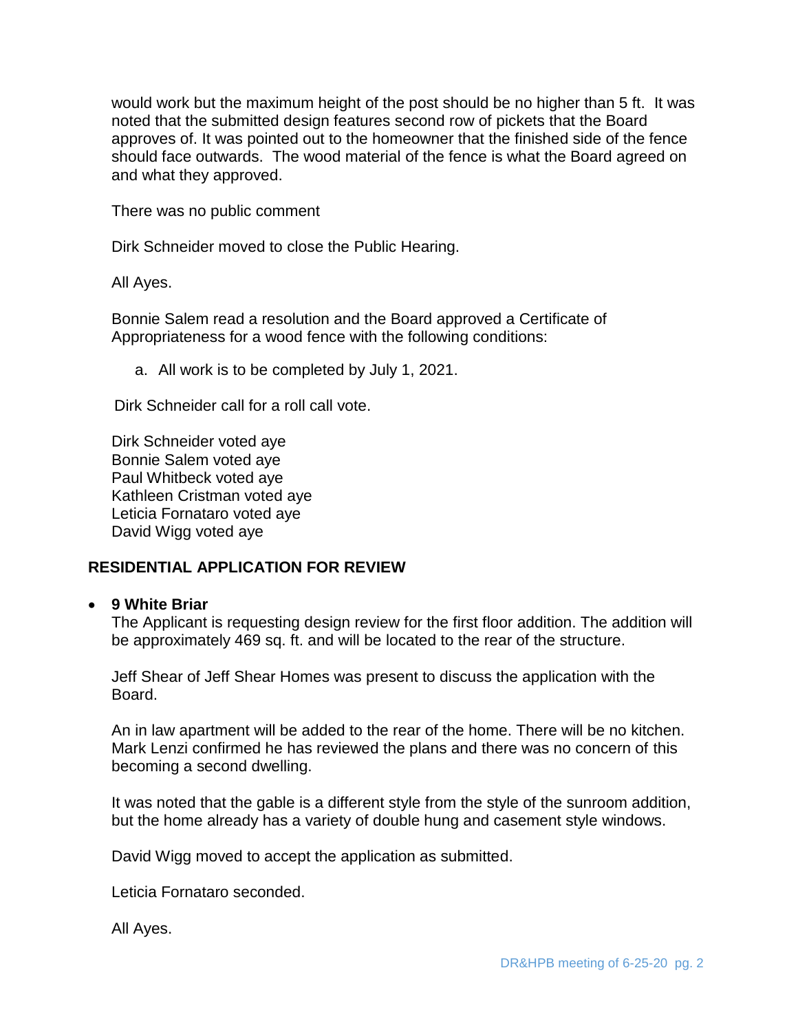would work but the maximum height of the post should be no higher than 5 ft. It was noted that the submitted design features second row of pickets that the Board approves of. It was pointed out to the homeowner that the finished side of the fence should face outwards. The wood material of the fence is what the Board agreed on and what they approved.

There was no public comment

Dirk Schneider moved to close the Public Hearing.

All Ayes.

Bonnie Salem read a resolution and the Board approved a Certificate of Appropriateness for a wood fence with the following conditions:

a. All work is to be completed by July 1, 2021.

Dirk Schneider call for a roll call vote.

Dirk Schneider voted aye
Bonnie Salem voted aye
Paul Whitbeck voted aye
Kathleen Cristman voted aye
Leticia Fornataro voted aye
David Wigg voted aye

## RESIDENTIAL APPLICATION FOR REVIEW

- **9 White Briar**

  The Applicant is requesting design review for the first floor addition. The addition will be approximately 469 sq. ft. and will be located to the rear of the structure.

  Jeff Shear of Jeff Shear Homes was present to discuss the application with the Board.

  An in law apartment will be added to the rear of the home. There will be no kitchen. Mark Lenzi confirmed he has reviewed the plans and there was no concern of this becoming a second dwelling.

  It was noted that the gable is a different style from the style of the sunroom addition, but the home already has a variety of double hung and casement style windows.

  David Wigg moved to accept the application as submitted.

  Leticia Fornataro seconded.

  All Ayes.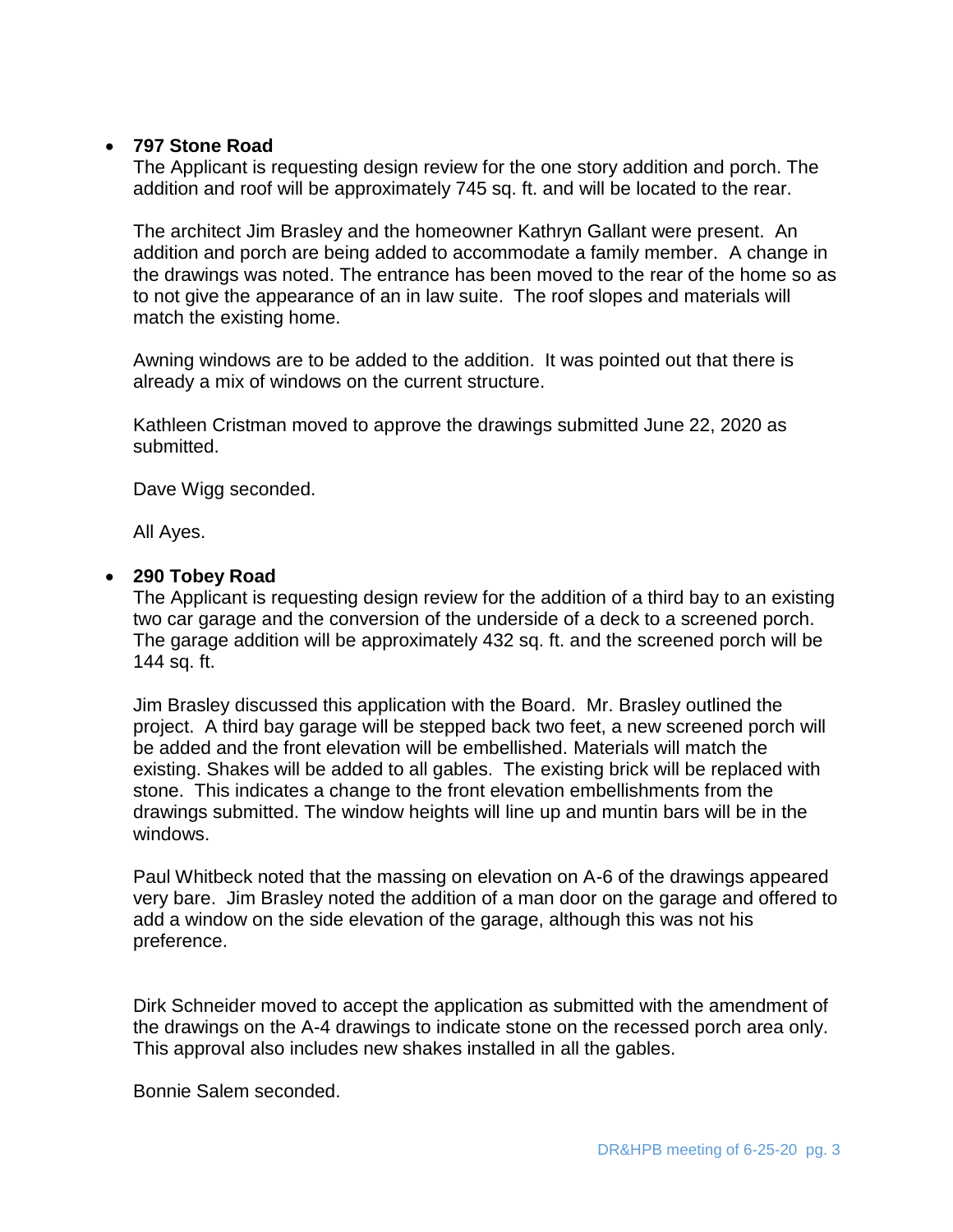- **797 Stone Road**

  The Applicant is requesting design review for the one story addition and porch. The addition and roof will be approximately 745 sq. ft. and will be located to the rear.

  The architect Jim Brasley and the homeowner Kathryn Gallant were present. An addition and porch are being added to accommodate a family member. A change in the drawings was noted. The entrance has been moved to the rear of the home so as to not give the appearance of an in law suite. The roof slopes and materials will match the existing home.

  Awning windows are to be added to the addition. It was pointed out that there is already a mix of windows on the current structure.

  Kathleen Cristman moved to approve the drawings submitted June 22, 2020 as submitted.

  Dave Wigg seconded.

  All Ayes.

- **290 Tobey Road**

  The Applicant is requesting design review for the addition of a third bay to an existing two car garage and the conversion of the underside of a deck to a screened porch. The garage addition will be approximately 432 sq. ft. and the screened porch will be 144 sq. ft.

  Jim Brasley discussed this application with the Board. Mr. Brasley outlined the project. A third bay garage will be stepped back two feet, a new screened porch will be added and the front elevation will be embellished. Materials will match the existing. Shakes will be added to all gables. The existing brick will be replaced with stone. This indicates a change to the front elevation embellishments from the drawings submitted. The window heights will line up and muntin bars will be in the windows.

  Paul Whitbeck noted that the massing on elevation on A-6 of the drawings appeared very bare. Jim Brasley noted the addition of a man door on the garage and offered to add a window on the side elevation of the garage, although this was not his preference.

  Dirk Schneider moved to accept the application as submitted with the amendment of the drawings on the A-4 drawings to indicate stone on the recessed porch area only. This approval also includes new shakes installed in all the gables.

  Bonnie Salem seconded.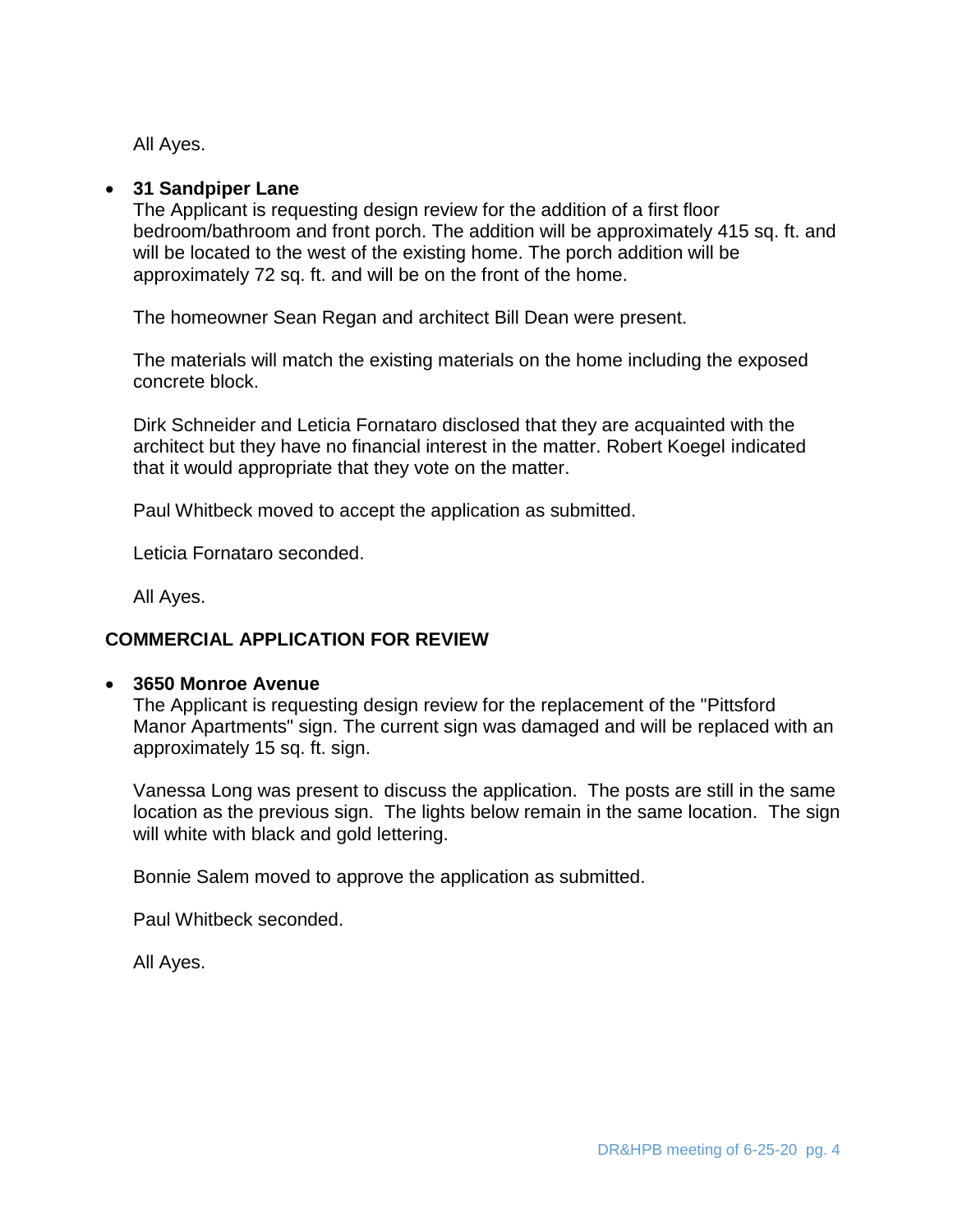All Ayes.

- **31 Sandpiper Lane**

  The Applicant is requesting design review for the addition of a first floor bedroom/bathroom and front porch. The addition will be approximately 415 sq. ft. and will be located to the west of the existing home. The porch addition will be approximately 72 sq. ft. and will be on the front of the home.

  The homeowner Sean Regan and architect Bill Dean were present.

  The materials will match the existing materials on the home including the exposed concrete block.

  Dirk Schneider and Leticia Fornataro disclosed that they are acquainted with the architect but they have no financial interest in the matter. Robert Koegel indicated that it would appropriate that they vote on the matter.

  Paul Whitbeck moved to accept the application as submitted.

  Leticia Fornataro seconded.

  All Ayes.

**COMMERCIAL APPLICATION FOR REVIEW**

- **3650 Monroe Avenue**

  The Applicant is requesting design review for the replacement of the "Pittsford Manor Apartments" sign. The current sign was damaged and will be replaced with an approximately 15 sq. ft. sign.

  Vanessa Long was present to discuss the application. The posts are still in the same location as the previous sign. The lights below remain in the same location. The sign will white with black and gold lettering.

  Bonnie Salem moved to approve the application as submitted.

  Paul Whitbeck seconded.

  All Ayes.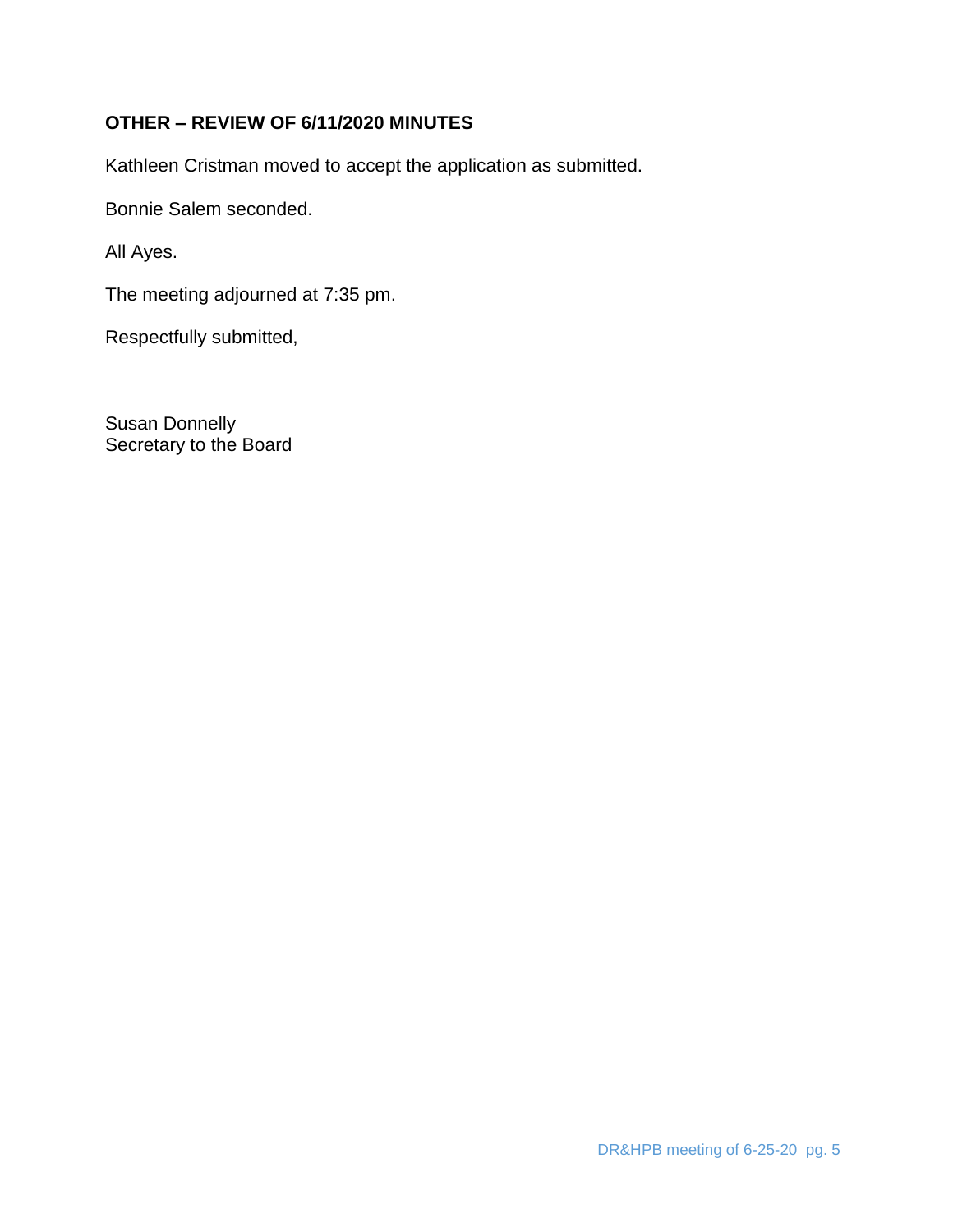**OTHER – REVIEW OF 6/11/2020 MINUTES**

Kathleen Cristman moved to accept the application as submitted.

Bonnie Salem seconded.

All Ayes.

The meeting adjourned at 7:35 pm.

Respectfully submitted,

Susan Donnelly
Secretary to the Board